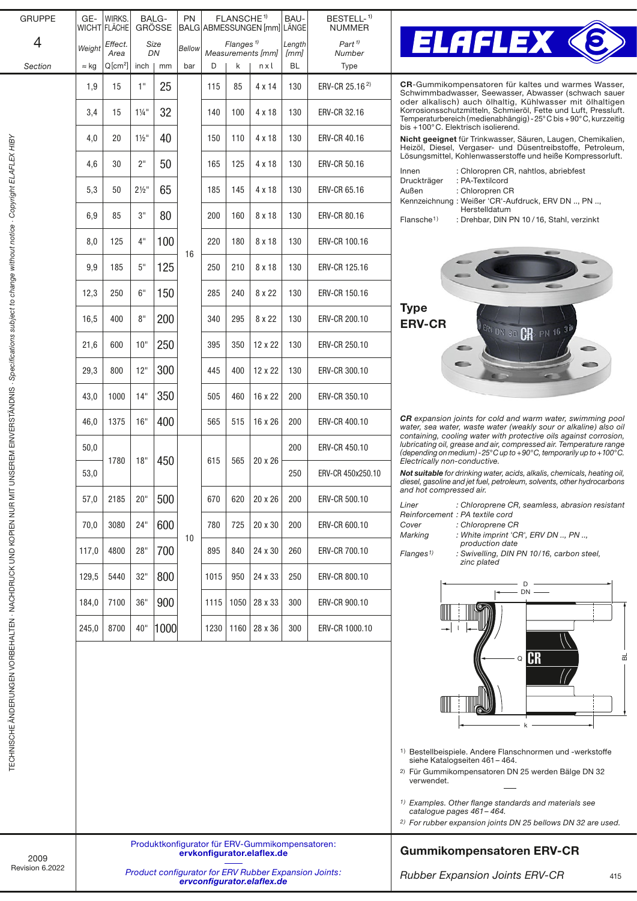| GRUPPE 4 Section | GE-WICHT Weight ≈ kg | WIRKS. FLÄCHE Effect. Area Q[cm²] | BALG-GRÖSSE Size DN inch | mm | PN BALG Bellow bar | FLANSCHE[1] ABMESSUNGEN [mm] Flanges[1] Measurements [mm] D | k | n x l | BAU-LÄNGE Length [mm] BL | BESTELL-[1] NUMMER Part[1] Number Type |
|---|---|---|---|---|---|---|---|---|---|---|
| | 1,9 | 15 | 1" | 25 | 16 | 115 | 85 | 4 x 14 | 130 | ERV-CR 25.16[2] |
| | 3,4 | 15 | 1¼" | 32 | 16 | 140 | 100 | 4 x 18 | 130 | ERV-CR 32.16 |
| | 4,0 | 20 | 1½" | 40 | 16 | 150 | 110 | 4 x 18 | 130 | ERV-CR 40.16 |
| | 4,6 | 30 | 2" | 50 | 16 | 165 | 125 | 4 x 18 | 130 | ERV-CR 50.16 |
| | 5,3 | 50 | 2½" | 65 | 16 | 185 | 145 | 4 x 18 | 130 | ERV-CR 65.16 |
| | 6,9 | 85 | 3" | 80 | 16 | 200 | 160 | 8 x 18 | 130 | ERV-CR 80.16 |
| | 8,0 | 125 | 4" | 100 | 16 | 220 | 180 | 8 x 18 | 130 | ERV-CR 100.16 |
| | 9,9 | 185 | 5" | 125 | 16 | 250 | 210 | 8 x 18 | 130 | ERV-CR 125.16 |
| | 12,3 | 250 | 6" | 150 | 16 | 285 | 240 | 8 x 22 | 130 | ERV-CR 150.16 |
| | 16,5 | 400 | 8" | 200 | 16 | 340 | 295 | 8 x 22 | 130 | ERV-CR 200.10 |
| | 21,6 | 600 | 10" | 250 | 16 | 395 | 350 | 12 x 22 | 130 | ERV-CR 250.10 |
| | 29,3 | 800 | 12" | 300 | 16 | 445 | 400 | 12 x 22 | 130 | ERV-CR 300.10 |
| | 43,0 | 1000 | 14" | 350 | 16 | 505 | 460 | 16 x 22 | 200 | ERV-CR 350.10 |
| | 46,0 | 1375 | 16" | 400 | 16 | 565 | 515 | 16 x 26 | 200 | ERV-CR 400.10 |
| | 50,0 | 1780 | 18" | 450 | 10 | 615 | 565 | 20 x 26 | 200 | ERV-CR 450.10 |
| | 53,0 | 1780 | 18" | 450 | 10 | 615 | 565 | 20 x 26 | 250 | ERV-CR 450x250.10 |
| | 57,0 | 2185 | 20" | 500 | 10 | 670 | 620 | 20 x 26 | 200 | ERV-CR 500.10 |
| | 70,0 | 3080 | 24" | 600 | 10 | 780 | 725 | 20 x 30 | 200 | ERV-CR 600.10 |
| | 117,0 | 4800 | 28" | 700 | 10 | 895 | 840 | 24 x 30 | 260 | ERV-CR 700.10 |
| | 129,5 | 5440 | 32" | 800 | 10 | 1015 | 950 | 24 x 33 | 250 | ERV-CR 800.10 |
| | 184,0 | 7100 | 36" | 900 | 10 | 1115 | 1050 | 28 x 33 | 300 | ERV-CR 900.10 |
| | 245,0 | 8700 | 40" | 1000 | 10 | 1230 | 1160 | 28 x 36 | 300 | ERV-CR 1000.10 |

TECHNISCHE ÄNDERUNGEN VORBEHALTEN · NACHDRUCK UND KOPIEN NUR MIT UNSEREM EINVERSTÄNDNIS · Specifications subject to change without notice · Copyright ELAFLEX HIBY

**ELAFLEX**

**CR**-Gummikompensatoren für kaltes und warmes Wasser, Schwimmbadwasser, Seewasser, Abwasser (schwach sauer oder alkalisch) auch ölhaltig, Kühlwasser mit ölhaltigen Korrosionsschutzmitteln, Schmieröl, Fette und Luft, Pressluft. Temperaturbereich (medienabhängig) -25°C bis +90°C, kurzzeitig bis +100°C. Elektrisch isolierend.

**Nicht geeignet** für Trinkwasser, Säuren, Laugen, Chemikalien, Heizöl, Diesel, Vergaser- und Düsentreibstoffe, Petroleum, Lösungsmittel, Kohlenwasserstoffe und heiße Kompressorluft.

Innen : Chloropren CR, nahtlos, abriebfest
Druckträger : PA-Textilcord
Außen : Chloropren CR
Kennzeichnung : Weißer 'CR'-Aufdruck, ERV DN .., PN .., Herstelldatum
Flansche[1] : Drehbar, DIN PN 10 / 16, Stahl, verzinkt

**Type ERV-CR**

*__CR__ expansion joints for cold and warm water, swimming pool water, sea water, waste water (weakly sour or alkaline) also oil containing, cooling water with protective oils against corrosion, lubricating oil, grease and air, compressed air. Temperature range (depending on medium) -25°C up to +90°C, temporarily up to +100°C. Electrically non-conductive.*

*__Not suitable__ for drinking water, acids, alkalis, chemicals, heating oil, diesel, gasoline and jet fuel, petroleum, solvents, other hydrocarbons and hot compressed air.*

*Liner : Chloroprene CR, seamless, abrasion resistant*
*Reinforcement : PA textile cord*
*Cover : Chloroprene CR*
*Marking : White imprint 'CR', ERV DN .., PN .., production date*
*Flanges[1] : Swivelling, DIN PN 10/16, carbon steel, zinc plated*

[1] Bestellbeispiele. Andere Flanschnormen und -werkstoffe siehe Katalogseiten 461 – 464.
[2] Für Gummikompensatoren DN 25 werden Bälge DN 32 verwendet.

*[1] Examples. Other flange standards and materials see catalogue pages 461 – 464.*
*[2] For rubber expansion joints DN 25 bellows DN 32 are used.*

Produktkonfigurator für ERV-Gummikompensatoren: **ervkonfigurator.elaflex.de**

*Product configurator for ERV Rubber Expansion Joints:* ***ervconfigurator.elaflex.de***

2009
Revision 6.2022

## Gummikompensatoren ERV-CR

*Rubber Expansion Joints ERV-CR*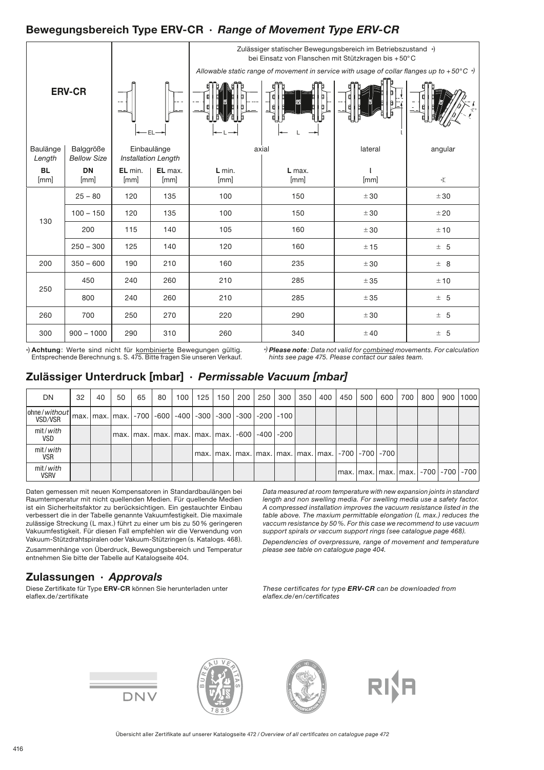## Bewegungsbereich Type ERV-CR · *Range of Movement Type ERV-CR*

| ERV-CR | | | | Zulässiger statischer Bewegungsbereich im Betriebszustand *) bei Einsatz von Flanschen mit Stützkragen bis +50°C *Allowable static range of movement in service with usage of collar flanges up to +50°C *)* | | | |
|---|---|---|---|---|---|---|---|
| Baulänge *Length* | Balggröße *Bellow Size* | Einbaulänge *Installation Length* | | axial | | lateral | angular |
| **BL** [mm] | **DN** [mm] | **EL** min. [mm] | **EL** max. [mm] | **L** min. [mm] | **L** max. [mm] | **l** [mm] | ∢ |
| 130 | 25 – 80 | 120 | 135 | 100 | 150 | ± 30 | ± 30 |
| | 100 – 150 | 120 | 135 | 100 | 150 | ± 30 | ± 20 |
| | 200 | 115 | 140 | 105 | 160 | ± 30 | ± 10 |
| | 250 – 300 | 125 | 140 | 120 | 160 | ± 15 | ± 5 |
| 200 | 350 – 600 | 190 | 210 | 160 | 235 | ± 30 | ± 8 |
| 250 | 450 | 240 | 260 | 210 | 285 | ± 35 | ± 10 |
| | 800 | 240 | 260 | 210 | 285 | ± 35 | ± 5 |
| 260 | 700 | 250 | 270 | 220 | 290 | ± 30 | ± 5 |
| 300 | 900 – 1000 | 290 | 310 | 260 | 340 | ± 40 | ± 5 |

*) **Achtung**: Werte sind nicht für kombinierte Bewegungen gültig. Entsprechende Berechnung s. S. 475. Bitte fragen Sie unseren Verkauf.

*\*) **Please note**: Data not valid for combined movements. For calculation hints see page 475. Please contact our sales team.*

## Zulässiger Unterdruck [mbar] · *Permissable Vacuum [mbar]*

| DN | 32 | 40 | 50 | 65 | 80 | 100 | 125 | 150 | 200 | 250 | 300 | 350 | 400 | 450 | 500 | 600 | 700 | 800 | 900 | 1000 |
|---|---|---|---|---|---|---|---|---|---|---|---|---|---|---|---|---|---|---|---|---|
| ohne/*without* VSD/VSR | max. | max. | max. | -700 | -600 | -400 | -300 | -300 | -300 | -200 | -100 | | | | | | | | | |
| mit/*with* VSD | | | max. | max. | max. | max. | max. | max. | -600 | -400 | -200 | | | | | | | | | |
| mit/*with* VSR | | | | | | | max. | max. | max. | max. | max. | max. | max. | -700 | -700 | -700 | | | | |
| mit/*with* VSRV | | | | | | | | | | | | | | max. | max. | max. | max. | -700 | -700 | -700 |

Daten gemessen mit neuen Kompensatoren in Standardbaulängen bei Raumtemperatur mit nicht quellenden Medien. Für quellende Medien ist ein Sicherheitsfaktor zu berücksichtigen. Ein gestauchter Einbau verbessert die in der Tabelle genannte Vakuumfestigkeit. Die maximale zulässige Streckung (L max.) führt zu einer um bis zu 50 % geringeren Vakuumfestigkeit. Für diesen Fall empfehlen wir die Verwendung von Vakuum-Stützdrahtspiralen oder Vakuum-Stützringen (s. Katalogs. 468).

Zusammenhänge von Überdruck, Bewegungsbereich und Temperatur entnehmen Sie bitte der Tabelle auf Katalogseite 404.

*Data measured at room temperature with new expansion joints in standard length and non swelling media. For swelling media use a safety factor. A compressed installation improves the vacuum resistance listed in the table above. The maxium permittable elongation (L max.) reduces the vaccum resistance by 50 %. For this case we recommend to use vacuum support spirals or vaccum support rings (see catalogue page 468).*

*Dependencies of overpressure, range of movement and temperature please see table on catalogue page 404.*

## Zulassungen · *Approvals*

Diese Zertifikate für Type **ERV-CR** können Sie herunterladen unter elaflex.de/zertifikate

*These certificates for type **ERV-CR** can be downloaded from elaflex.de/en/certificates*

DNV

BUREAU VERITAS 1828

CHINA CLASSIFICATION SOCIETY

RINA

Übersicht aller Zertifikate auf unserer Katalogseite 472 / *Overview of all certificates on catalogue page 472*